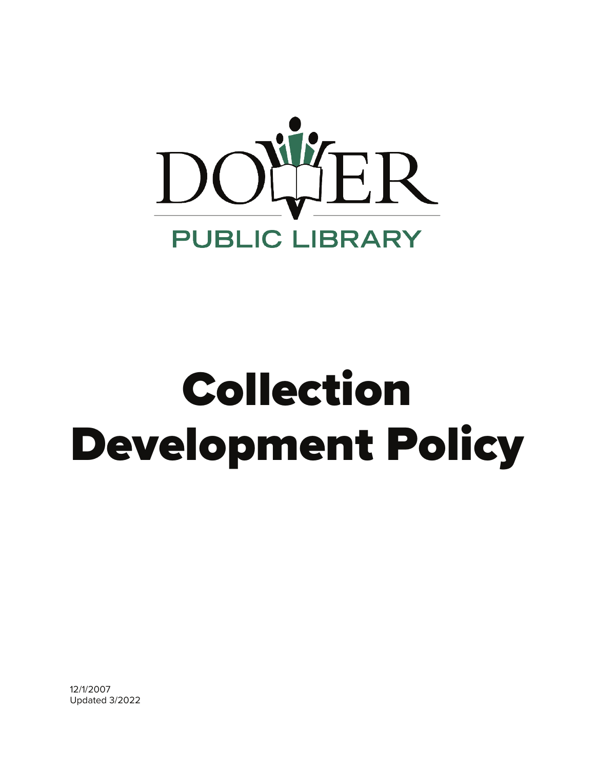DOVER

PUBLIC LIBRARY

# Collection Development Policy

12/1/2007
Updated 3/2022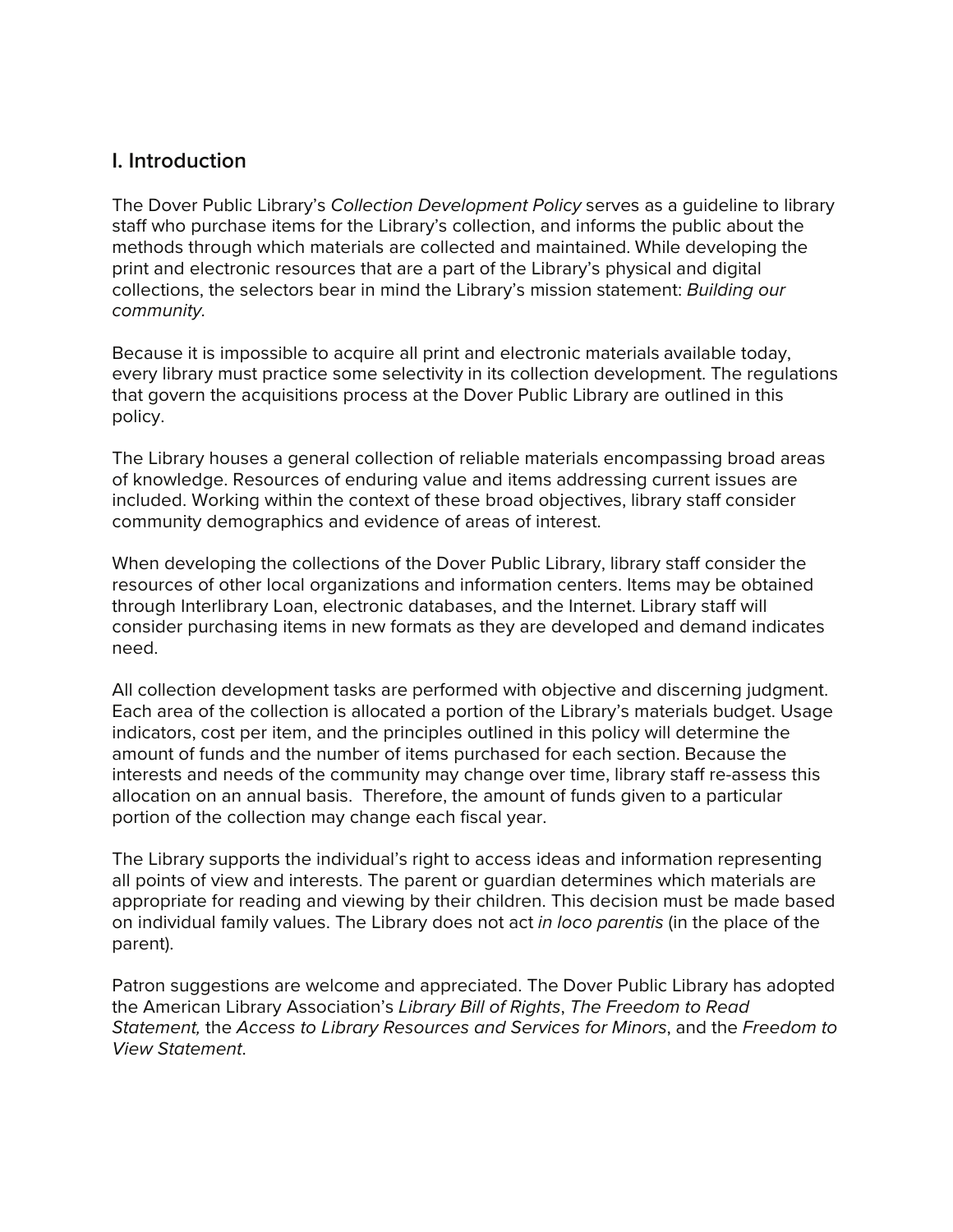## I. Introduction

The Dover Public Library's *Collection Development Policy* serves as a guideline to library staff who purchase items for the Library's collection, and informs the public about the methods through which materials are collected and maintained. While developing the print and electronic resources that are a part of the Library's physical and digital collections, the selectors bear in mind the Library's mission statement: *Building our community.*

Because it is impossible to acquire all print and electronic materials available today, every library must practice some selectivity in its collection development. The regulations that govern the acquisitions process at the Dover Public Library are outlined in this policy.

The Library houses a general collection of reliable materials encompassing broad areas of knowledge. Resources of enduring value and items addressing current issues are included. Working within the context of these broad objectives, library staff consider community demographics and evidence of areas of interest.

When developing the collections of the Dover Public Library, library staff consider the resources of other local organizations and information centers. Items may be obtained through Interlibrary Loan, electronic databases, and the Internet. Library staff will consider purchasing items in new formats as they are developed and demand indicates need.

All collection development tasks are performed with objective and discerning judgment. Each area of the collection is allocated a portion of the Library's materials budget. Usage indicators, cost per item, and the principles outlined in this policy will determine the amount of funds and the number of items purchased for each section. Because the interests and needs of the community may change over time, library staff re-assess this allocation on an annual basis. Therefore, the amount of funds given to a particular portion of the collection may change each fiscal year.

The Library supports the individual's right to access ideas and information representing all points of view and interests. The parent or guardian determines which materials are appropriate for reading and viewing by their children. This decision must be made based on individual family values. The Library does not act *in loco parentis* (in the place of the parent).

Patron suggestions are welcome and appreciated. The Dover Public Library has adopted the American Library Association's *Library Bill of Rights*, *The Freedom to Read Statement,* the *Access to Library Resources and Services for Minors*, and the *Freedom to View Statement*.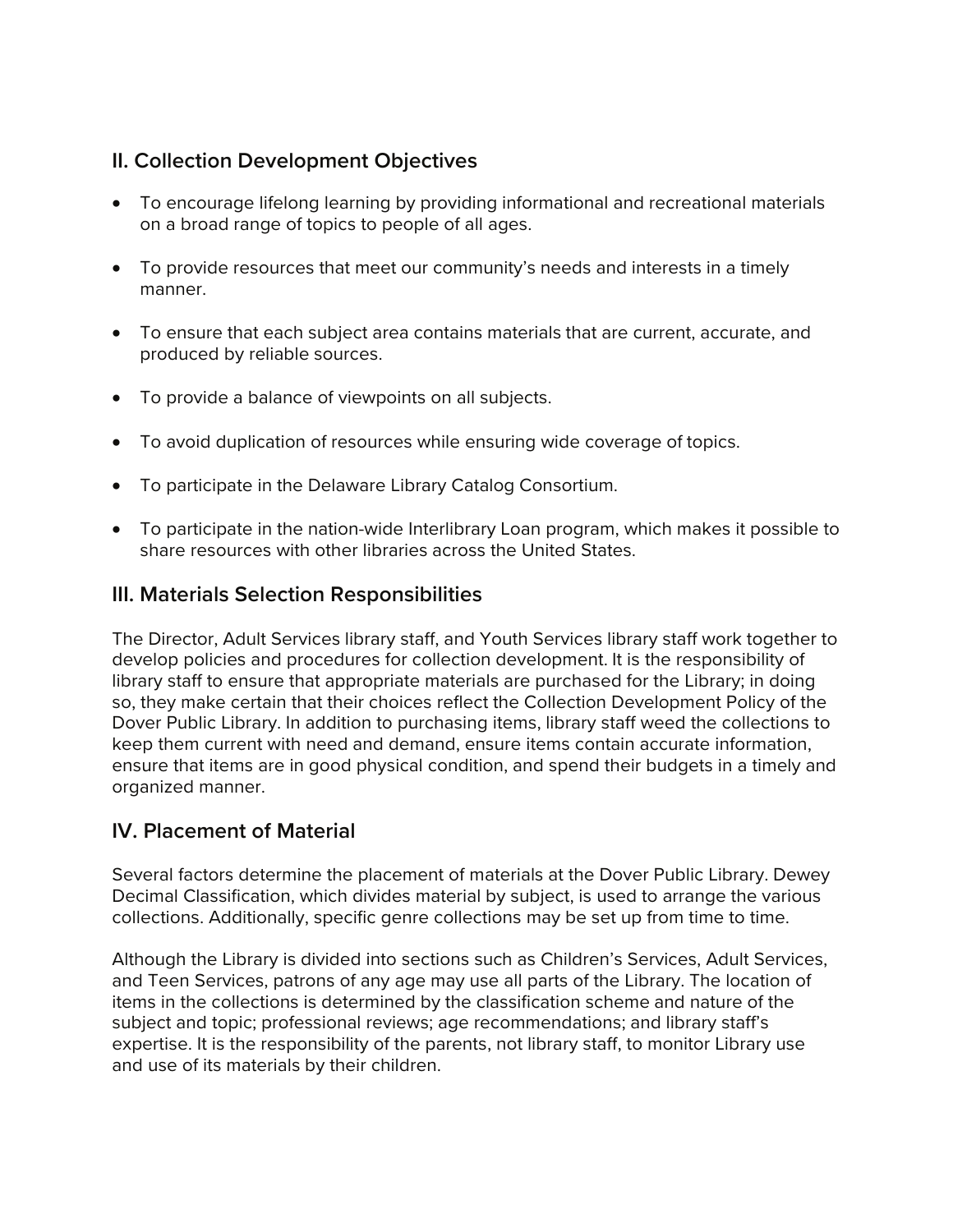## II. Collection Development Objectives

- To encourage lifelong learning by providing informational and recreational materials on a broad range of topics to people of all ages.
- To provide resources that meet our community's needs and interests in a timely manner.
- To ensure that each subject area contains materials that are current, accurate, and produced by reliable sources.
- To provide a balance of viewpoints on all subjects.
- To avoid duplication of resources while ensuring wide coverage of topics.
- To participate in the Delaware Library Catalog Consortium.
- To participate in the nation-wide Interlibrary Loan program, which makes it possible to share resources with other libraries across the United States.

## III. Materials Selection Responsibilities

The Director, Adult Services library staff, and Youth Services library staff work together to develop policies and procedures for collection development. It is the responsibility of library staff to ensure that appropriate materials are purchased for the Library; in doing so, they make certain that their choices reflect the Collection Development Policy of the Dover Public Library. In addition to purchasing items, library staff weed the collections to keep them current with need and demand, ensure items contain accurate information, ensure that items are in good physical condition, and spend their budgets in a timely and organized manner.

## IV. Placement of Material

Several factors determine the placement of materials at the Dover Public Library. Dewey Decimal Classification, which divides material by subject, is used to arrange the various collections. Additionally, specific genre collections may be set up from time to time.

Although the Library is divided into sections such as Children's Services, Adult Services, and Teen Services, patrons of any age may use all parts of the Library. The location of items in the collections is determined by the classification scheme and nature of the subject and topic; professional reviews; age recommendations; and library staff's expertise. It is the responsibility of the parents, not library staff, to monitor Library use and use of its materials by their children.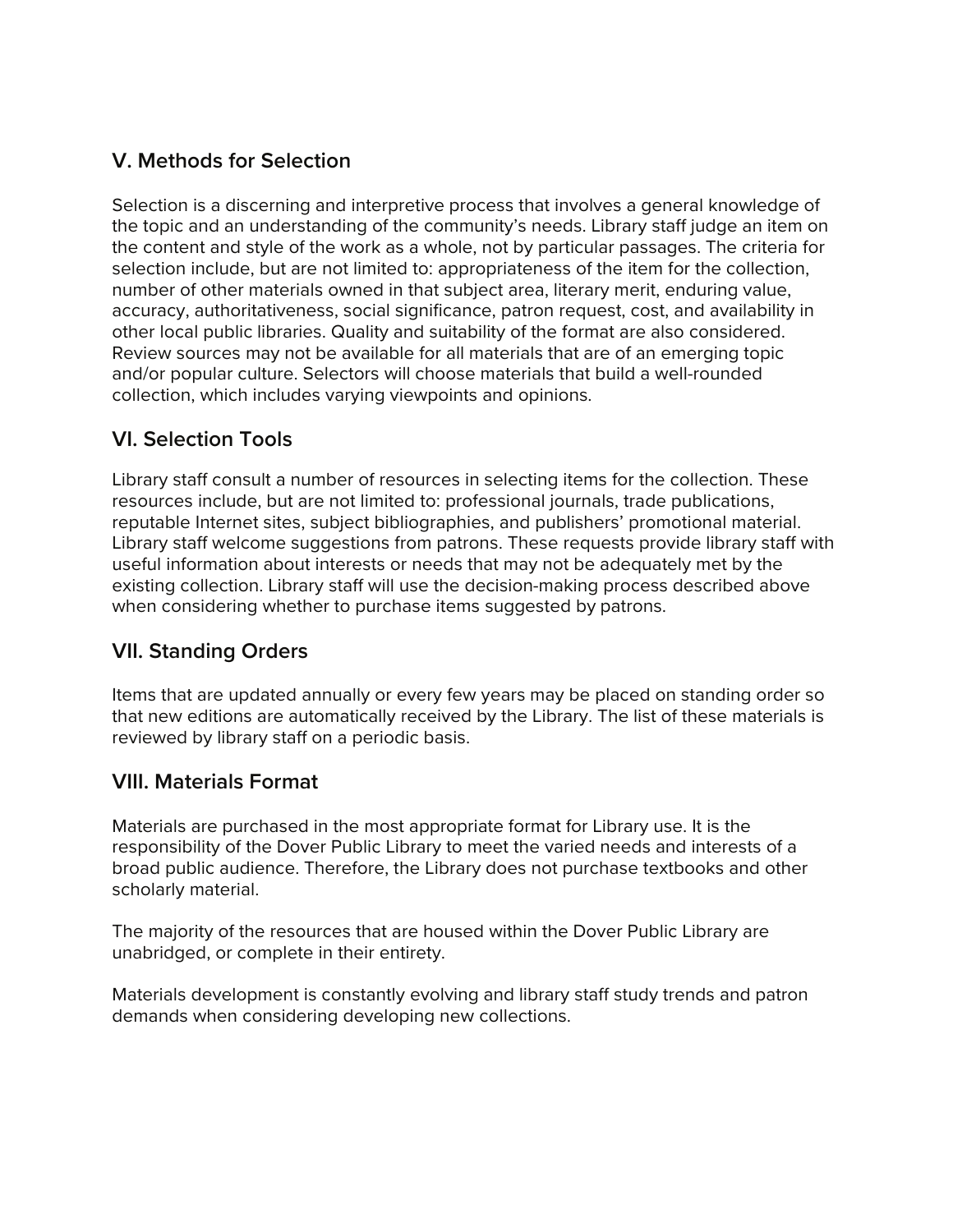## V. Methods for Selection

Selection is a discerning and interpretive process that involves a general knowledge of the topic and an understanding of the community's needs. Library staff judge an item on the content and style of the work as a whole, not by particular passages. The criteria for selection include, but are not limited to: appropriateness of the item for the collection, number of other materials owned in that subject area, literary merit, enduring value, accuracy, authoritativeness, social significance, patron request, cost, and availability in other local public libraries. Quality and suitability of the format are also considered. Review sources may not be available for all materials that are of an emerging topic and/or popular culture. Selectors will choose materials that build a well-rounded collection, which includes varying viewpoints and opinions.

## VI. Selection Tools

Library staff consult a number of resources in selecting items for the collection. These resources include, but are not limited to: professional journals, trade publications, reputable Internet sites, subject bibliographies, and publishers' promotional material. Library staff welcome suggestions from patrons. These requests provide library staff with useful information about interests or needs that may not be adequately met by the existing collection. Library staff will use the decision-making process described above when considering whether to purchase items suggested by patrons.

## VII. Standing Orders

Items that are updated annually or every few years may be placed on standing order so that new editions are automatically received by the Library. The list of these materials is reviewed by library staff on a periodic basis.

## VIII. Materials Format

Materials are purchased in the most appropriate format for Library use. It is the responsibility of the Dover Public Library to meet the varied needs and interests of a broad public audience. Therefore, the Library does not purchase textbooks and other scholarly material.

The majority of the resources that are housed within the Dover Public Library are unabridged, or complete in their entirety.

Materials development is constantly evolving and library staff study trends and patron demands when considering developing new collections.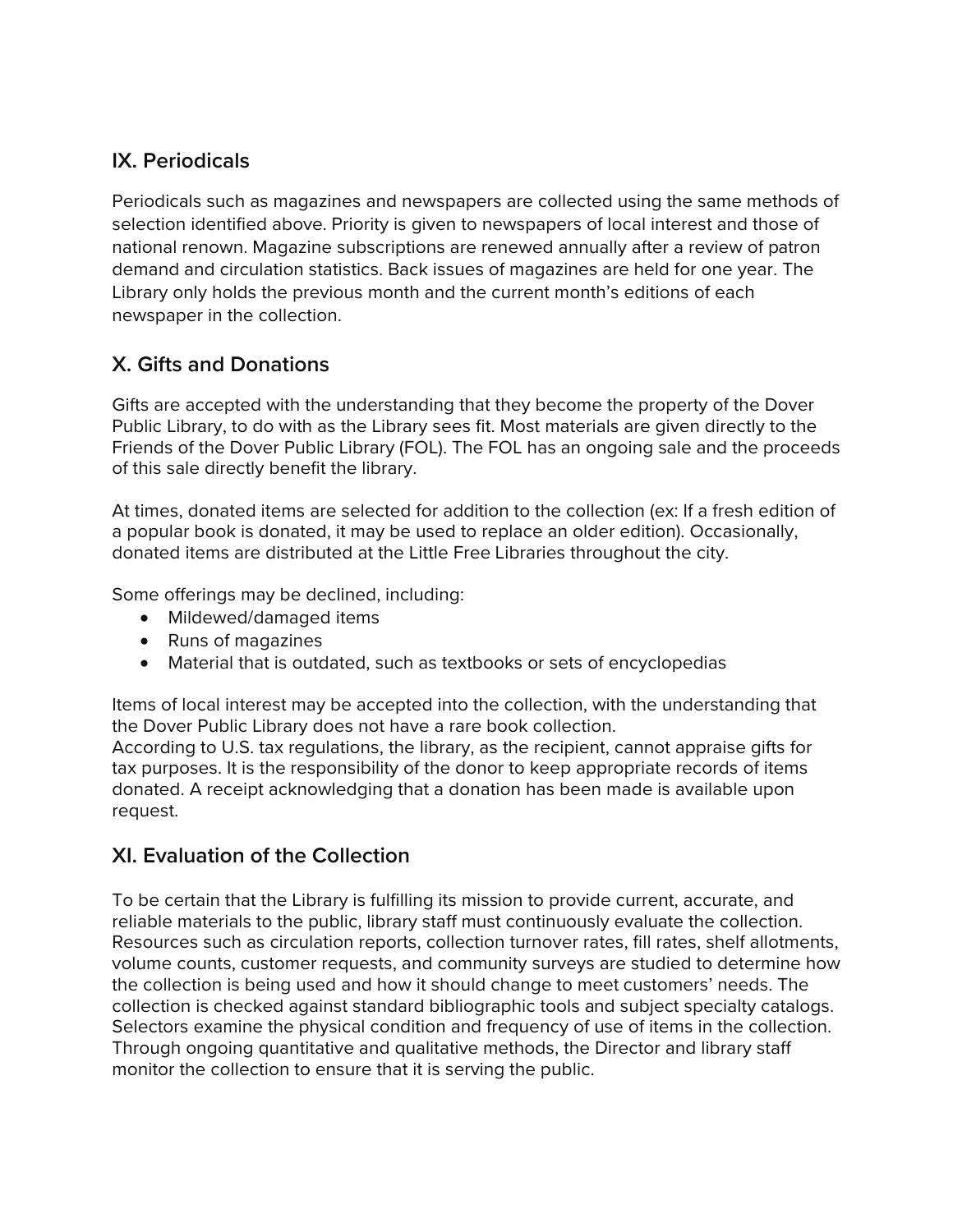## IX. Periodicals

Periodicals such as magazines and newspapers are collected using the same methods of selection identified above. Priority is given to newspapers of local interest and those of national renown. Magazine subscriptions are renewed annually after a review of patron demand and circulation statistics. Back issues of magazines are held for one year. The Library only holds the previous month and the current month's editions of each newspaper in the collection.

## X. Gifts and Donations

Gifts are accepted with the understanding that they become the property of the Dover Public Library, to do with as the Library sees fit. Most materials are given directly to the Friends of the Dover Public Library (FOL). The FOL has an ongoing sale and the proceeds of this sale directly benefit the library.

At times, donated items are selected for addition to the collection (ex: If a fresh edition of a popular book is donated, it may be used to replace an older edition). Occasionally, donated items are distributed at the Little Free Libraries throughout the city.

Some offerings may be declined, including:

- Mildewed/damaged items
- Runs of magazines
- Material that is outdated, such as textbooks or sets of encyclopedias

Items of local interest may be accepted into the collection, with the understanding that the Dover Public Library does not have a rare book collection.
According to U.S. tax regulations, the library, as the recipient, cannot appraise gifts for tax purposes. It is the responsibility of the donor to keep appropriate records of items donated. A receipt acknowledging that a donation has been made is available upon request.

## XI. Evaluation of the Collection

To be certain that the Library is fulfilling its mission to provide current, accurate, and reliable materials to the public, library staff must continuously evaluate the collection. Resources such as circulation reports, collection turnover rates, fill rates, shelf allotments, volume counts, customer requests, and community surveys are studied to determine how the collection is being used and how it should change to meet customers' needs. The collection is checked against standard bibliographic tools and subject specialty catalogs. Selectors examine the physical condition and frequency of use of items in the collection. Through ongoing quantitative and qualitative methods, the Director and library staff monitor the collection to ensure that it is serving the public.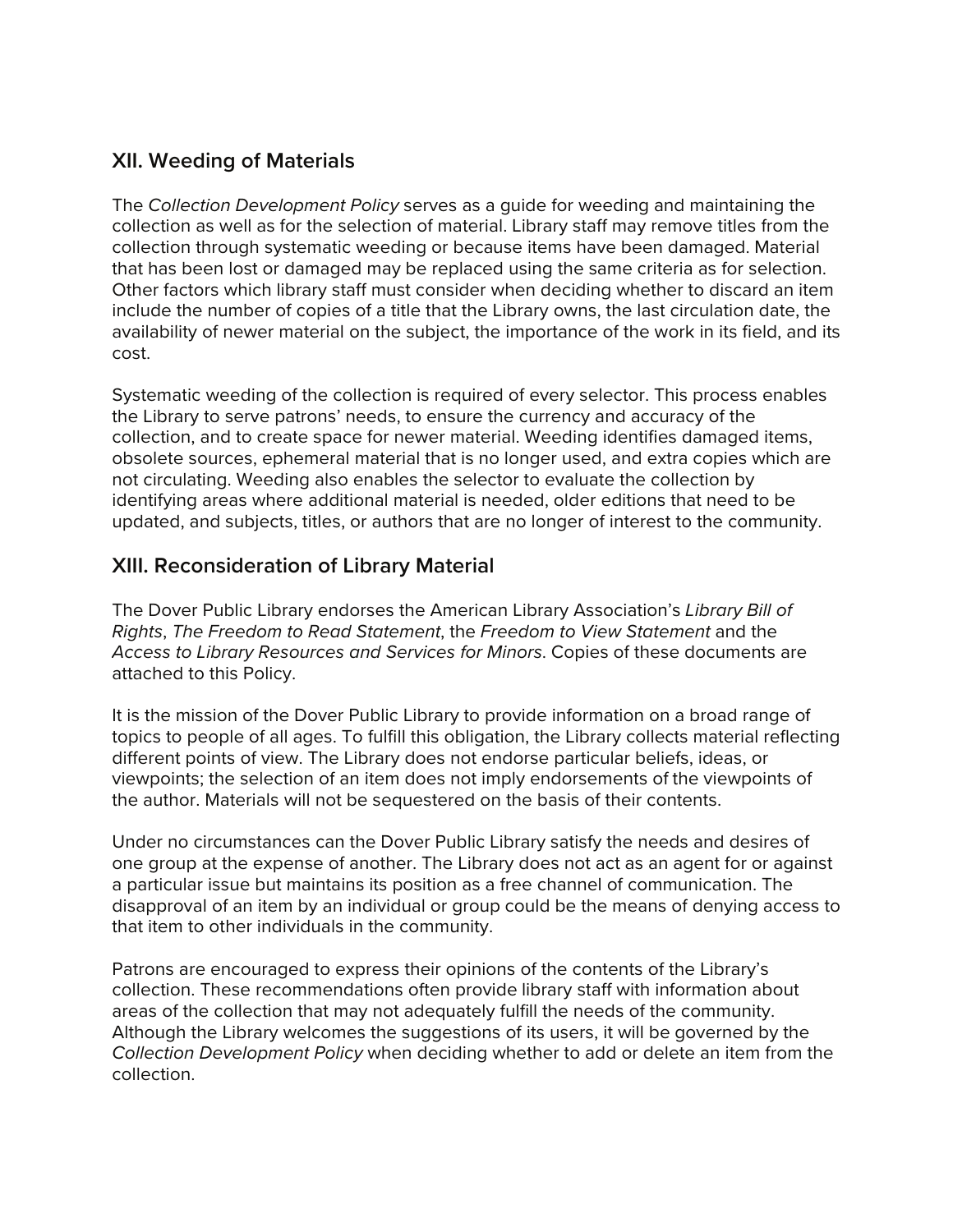## XII. Weeding of Materials

The *Collection Development Policy* serves as a guide for weeding and maintaining the collection as well as for the selection of material. Library staff may remove titles from the collection through systematic weeding or because items have been damaged. Material that has been lost or damaged may be replaced using the same criteria as for selection. Other factors which library staff must consider when deciding whether to discard an item include the number of copies of a title that the Library owns, the last circulation date, the availability of newer material on the subject, the importance of the work in its field, and its cost.

Systematic weeding of the collection is required of every selector. This process enables the Library to serve patrons' needs, to ensure the currency and accuracy of the collection, and to create space for newer material. Weeding identifies damaged items, obsolete sources, ephemeral material that is no longer used, and extra copies which are not circulating. Weeding also enables the selector to evaluate the collection by identifying areas where additional material is needed, older editions that need to be updated, and subjects, titles, or authors that are no longer of interest to the community.

## XIII. Reconsideration of Library Material

The Dover Public Library endorses the American Library Association's *Library Bill of Rights*, *The Freedom to Read Statement*, the *Freedom to View Statement* and the *Access to Library Resources and Services for Minors*. Copies of these documents are attached to this Policy.

It is the mission of the Dover Public Library to provide information on a broad range of topics to people of all ages. To fulfill this obligation, the Library collects material reflecting different points of view. The Library does not endorse particular beliefs, ideas, or viewpoints; the selection of an item does not imply endorsements of the viewpoints of the author. Materials will not be sequestered on the basis of their contents.

Under no circumstances can the Dover Public Library satisfy the needs and desires of one group at the expense of another. The Library does not act as an agent for or against a particular issue but maintains its position as a free channel of communication. The disapproval of an item by an individual or group could be the means of denying access to that item to other individuals in the community.

Patrons are encouraged to express their opinions of the contents of the Library's collection. These recommendations often provide library staff with information about areas of the collection that may not adequately fulfill the needs of the community. Although the Library welcomes the suggestions of its users, it will be governed by the *Collection Development Policy* when deciding whether to add or delete an item from the collection.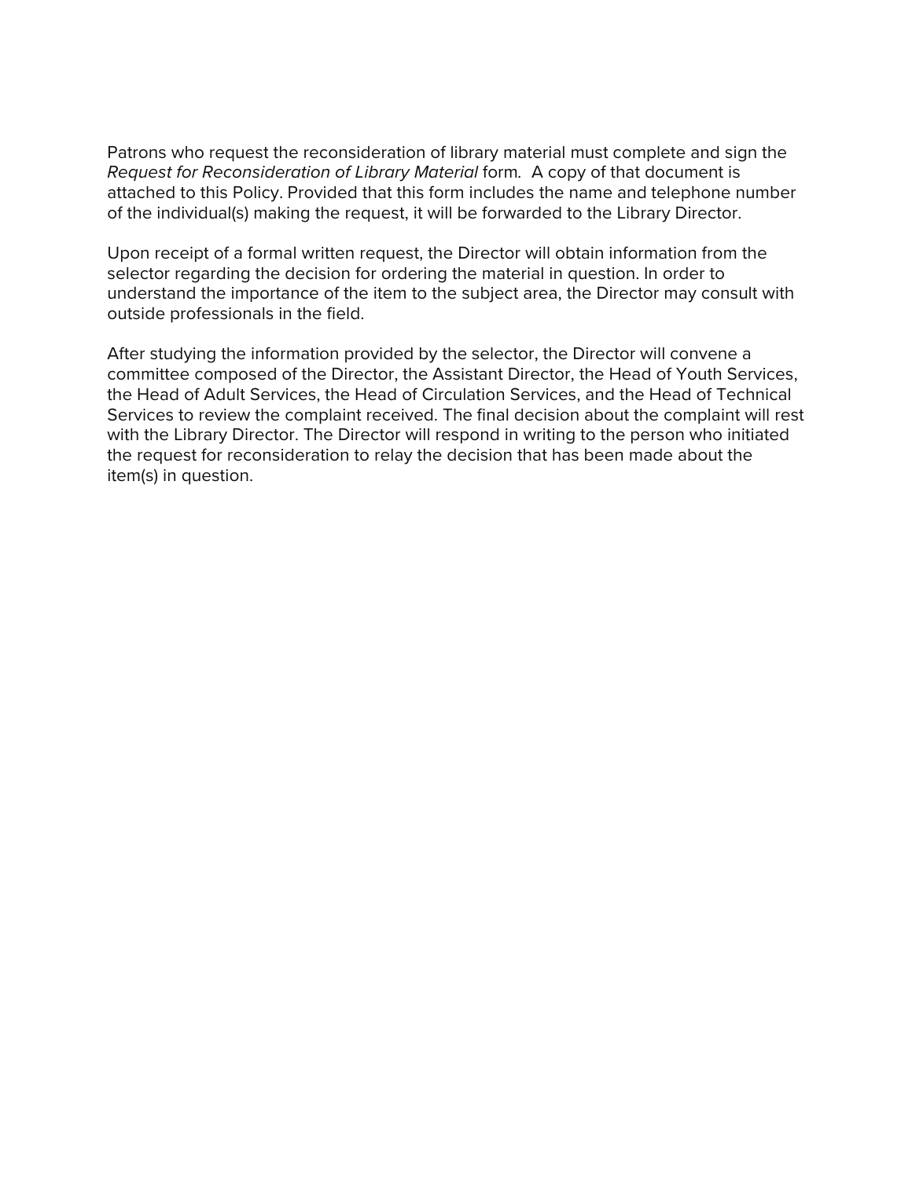Patrons who request the reconsideration of library material must complete and sign the *Request for Reconsideration of Library Material* form. A copy of that document is attached to this Policy. Provided that this form includes the name and telephone number of the individual(s) making the request, it will be forwarded to the Library Director.

Upon receipt of a formal written request, the Director will obtain information from the selector regarding the decision for ordering the material in question. In order to understand the importance of the item to the subject area, the Director may consult with outside professionals in the field.

After studying the information provided by the selector, the Director will convene a committee composed of the Director, the Assistant Director, the Head of Youth Services, the Head of Adult Services, the Head of Circulation Services, and the Head of Technical Services to review the complaint received. The final decision about the complaint will rest with the Library Director. The Director will respond in writing to the person who initiated the request for reconsideration to relay the decision that has been made about the item(s) in question.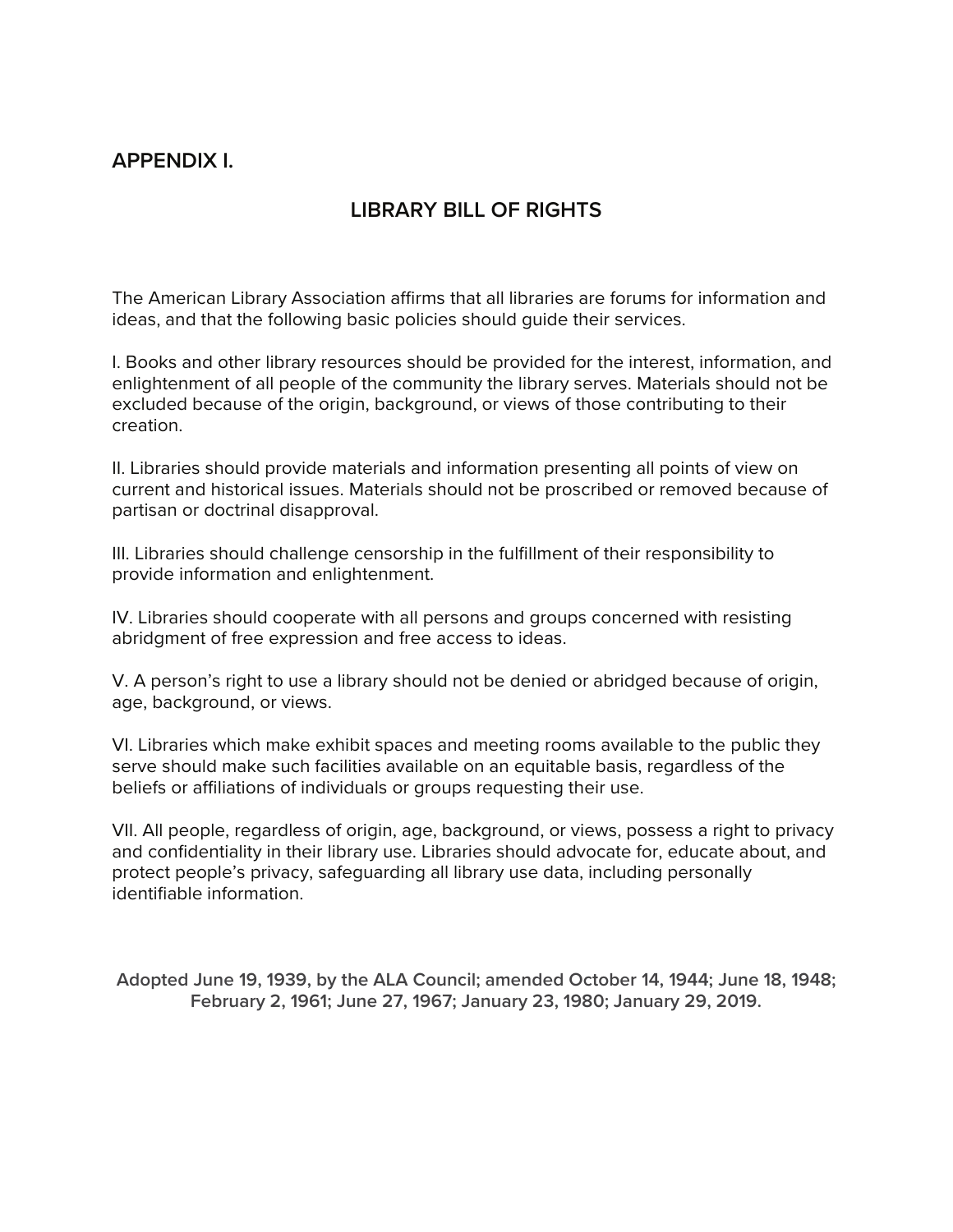## APPENDIX I.

### LIBRARY BILL OF RIGHTS

The American Library Association affirms that all libraries are forums for information and ideas, and that the following basic policies should guide their services.

I. Books and other library resources should be provided for the interest, information, and enlightenment of all people of the community the library serves. Materials should not be excluded because of the origin, background, or views of those contributing to their creation.

II. Libraries should provide materials and information presenting all points of view on current and historical issues. Materials should not be proscribed or removed because of partisan or doctrinal disapproval.

III. Libraries should challenge censorship in the fulfillment of their responsibility to provide information and enlightenment.

IV. Libraries should cooperate with all persons and groups concerned with resisting abridgment of free expression and free access to ideas.

V. A person's right to use a library should not be denied or abridged because of origin, age, background, or views.

VI. Libraries which make exhibit spaces and meeting rooms available to the public they serve should make such facilities available on an equitable basis, regardless of the beliefs or affiliations of individuals or groups requesting their use.

VII. All people, regardless of origin, age, background, or views, possess a right to privacy and confidentiality in their library use. Libraries should advocate for, educate about, and protect people's privacy, safeguarding all library use data, including personally identifiable information.

**Adopted June 19, 1939, by the ALA Council; amended October 14, 1944; June 18, 1948; February 2, 1961; June 27, 1967; January 23, 1980; January 29, 2019.**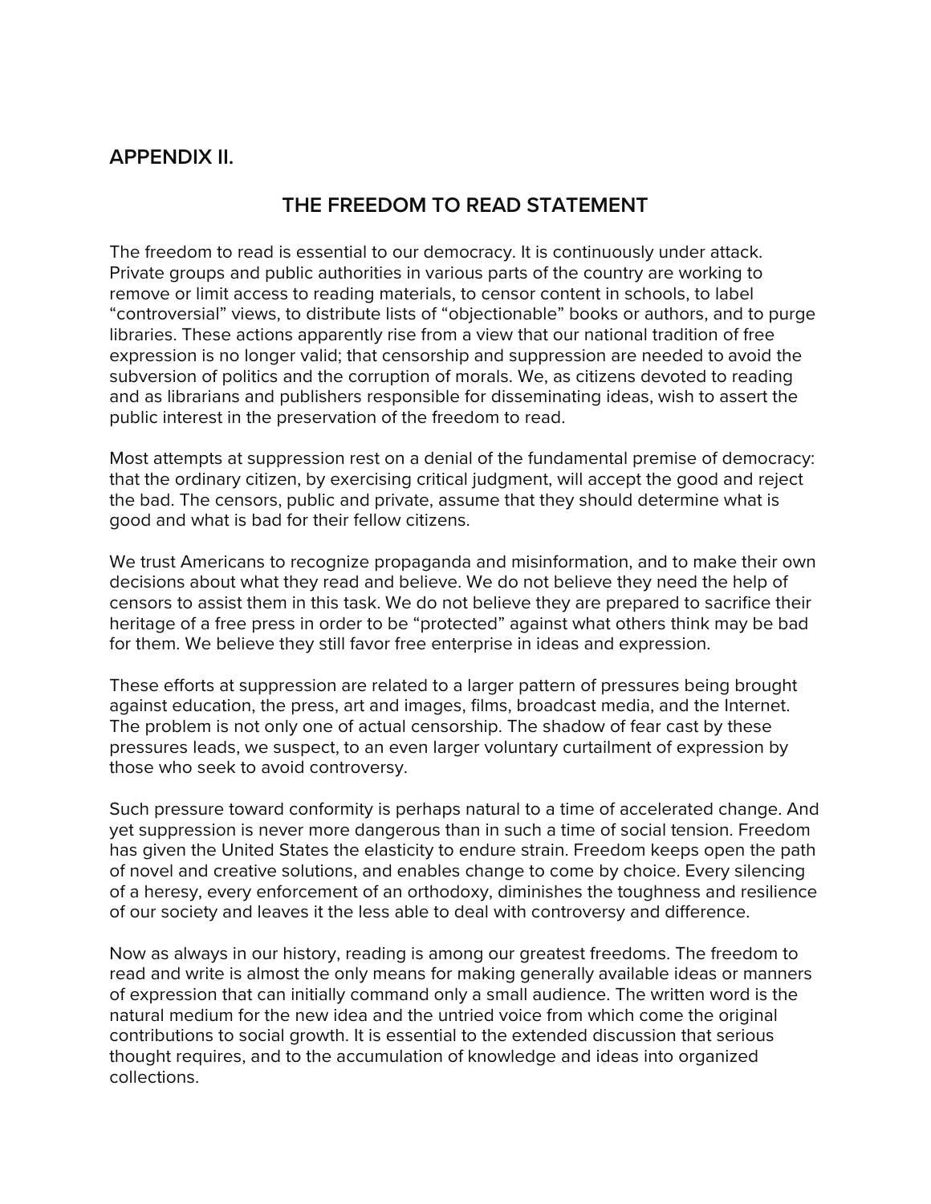## APPENDIX II.

### THE FREEDOM TO READ STATEMENT

The freedom to read is essential to our democracy. It is continuously under attack. Private groups and public authorities in various parts of the country are working to remove or limit access to reading materials, to censor content in schools, to label "controversial" views, to distribute lists of "objectionable" books or authors, and to purge libraries. These actions apparently rise from a view that our national tradition of free expression is no longer valid; that censorship and suppression are needed to avoid the subversion of politics and the corruption of morals. We, as citizens devoted to reading and as librarians and publishers responsible for disseminating ideas, wish to assert the public interest in the preservation of the freedom to read.

Most attempts at suppression rest on a denial of the fundamental premise of democracy: that the ordinary citizen, by exercising critical judgment, will accept the good and reject the bad. The censors, public and private, assume that they should determine what is good and what is bad for their fellow citizens.

We trust Americans to recognize propaganda and misinformation, and to make their own decisions about what they read and believe. We do not believe they need the help of censors to assist them in this task. We do not believe they are prepared to sacrifice their heritage of a free press in order to be "protected" against what others think may be bad for them. We believe they still favor free enterprise in ideas and expression.

These efforts at suppression are related to a larger pattern of pressures being brought against education, the press, art and images, films, broadcast media, and the Internet. The problem is not only one of actual censorship. The shadow of fear cast by these pressures leads, we suspect, to an even larger voluntary curtailment of expression by those who seek to avoid controversy.

Such pressure toward conformity is perhaps natural to a time of accelerated change. And yet suppression is never more dangerous than in such a time of social tension. Freedom has given the United States the elasticity to endure strain. Freedom keeps open the path of novel and creative solutions, and enables change to come by choice. Every silencing of a heresy, every enforcement of an orthodoxy, diminishes the toughness and resilience of our society and leaves it the less able to deal with controversy and difference.

Now as always in our history, reading is among our greatest freedoms. The freedom to read and write is almost the only means for making generally available ideas or manners of expression that can initially command only a small audience. The written word is the natural medium for the new idea and the untried voice from which come the original contributions to social growth. It is essential to the extended discussion that serious thought requires, and to the accumulation of knowledge and ideas into organized collections.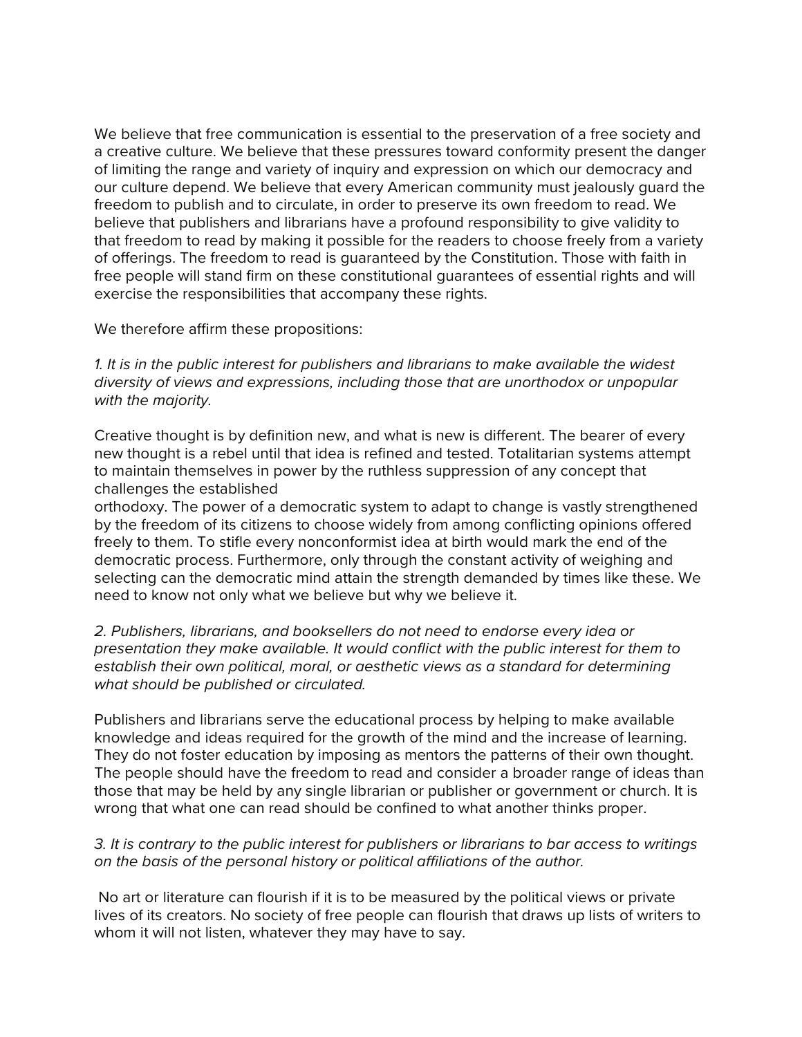We believe that free communication is essential to the preservation of a free society and a creative culture. We believe that these pressures toward conformity present the danger of limiting the range and variety of inquiry and expression on which our democracy and our culture depend. We believe that every American community must jealously guard the freedom to publish and to circulate, in order to preserve its own freedom to read. We believe that publishers and librarians have a profound responsibility to give validity to that freedom to read by making it possible for the readers to choose freely from a variety of offerings. The freedom to read is guaranteed by the Constitution. Those with faith in free people will stand firm on these constitutional guarantees of essential rights and will exercise the responsibilities that accompany these rights.

We therefore affirm these propositions:

*1. It is in the public interest for publishers and librarians to make available the widest diversity of views and expressions, including those that are unorthodox or unpopular with the majority.*

Creative thought is by definition new, and what is new is different. The bearer of every new thought is a rebel until that idea is refined and tested. Totalitarian systems attempt to maintain themselves in power by the ruthless suppression of any concept that challenges the established orthodoxy. The power of a democratic system to adapt to change is vastly strengthened by the freedom of its citizens to choose widely from among conflicting opinions offered freely to them. To stifle every nonconformist idea at birth would mark the end of the democratic process. Furthermore, only through the constant activity of weighing and selecting can the democratic mind attain the strength demanded by times like these. We need to know not only what we believe but why we believe it.

*2. Publishers, librarians, and booksellers do not need to endorse every idea or presentation they make available. It would conflict with the public interest for them to establish their own political, moral, or aesthetic views as a standard for determining what should be published or circulated.*

Publishers and librarians serve the educational process by helping to make available knowledge and ideas required for the growth of the mind and the increase of learning. They do not foster education by imposing as mentors the patterns of their own thought. The people should have the freedom to read and consider a broader range of ideas than those that may be held by any single librarian or publisher or government or church. It is wrong that what one can read should be confined to what another thinks proper.

*3. It is contrary to the public interest for publishers or librarians to bar access to writings on the basis of the personal history or political affiliations of the author.*

No art or literature can flourish if it is to be measured by the political views or private lives of its creators. No society of free people can flourish that draws up lists of writers to whom it will not listen, whatever they may have to say.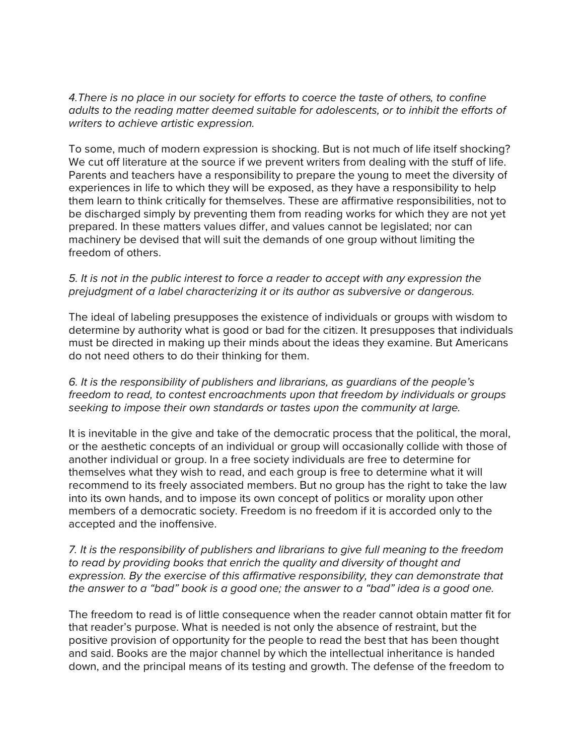*4.There is no place in our society for efforts to coerce the taste of others, to confine adults to the reading matter deemed suitable for adolescents, or to inhibit the efforts of writers to achieve artistic expression.*

To some, much of modern expression is shocking. But is not much of life itself shocking? We cut off literature at the source if we prevent writers from dealing with the stuff of life. Parents and teachers have a responsibility to prepare the young to meet the diversity of experiences in life to which they will be exposed, as they have a responsibility to help them learn to think critically for themselves. These are affirmative responsibilities, not to be discharged simply by preventing them from reading works for which they are not yet prepared. In these matters values differ, and values cannot be legislated; nor can machinery be devised that will suit the demands of one group without limiting the freedom of others.

*5. It is not in the public interest to force a reader to accept with any expression the prejudgment of a label characterizing it or its author as subversive or dangerous.*

The ideal of labeling presupposes the existence of individuals or groups with wisdom to determine by authority what is good or bad for the citizen. It presupposes that individuals must be directed in making up their minds about the ideas they examine. But Americans do not need others to do their thinking for them.

*6. It is the responsibility of publishers and librarians, as guardians of the people's freedom to read, to contest encroachments upon that freedom by individuals or groups seeking to impose their own standards or tastes upon the community at large.*

It is inevitable in the give and take of the democratic process that the political, the moral, or the aesthetic concepts of an individual or group will occasionally collide with those of another individual or group. In a free society individuals are free to determine for themselves what they wish to read, and each group is free to determine what it will recommend to its freely associated members. But no group has the right to take the law into its own hands, and to impose its own concept of politics or morality upon other members of a democratic society. Freedom is no freedom if it is accorded only to the accepted and the inoffensive.

*7. It is the responsibility of publishers and librarians to give full meaning to the freedom to read by providing books that enrich the quality and diversity of thought and expression. By the exercise of this affirmative responsibility, they can demonstrate that the answer to a "bad" book is a good one; the answer to a "bad" idea is a good one.*

The freedom to read is of little consequence when the reader cannot obtain matter fit for that reader's purpose. What is needed is not only the absence of restraint, but the positive provision of opportunity for the people to read the best that has been thought and said. Books are the major channel by which the intellectual inheritance is handed down, and the principal means of its testing and growth. The defense of the freedom to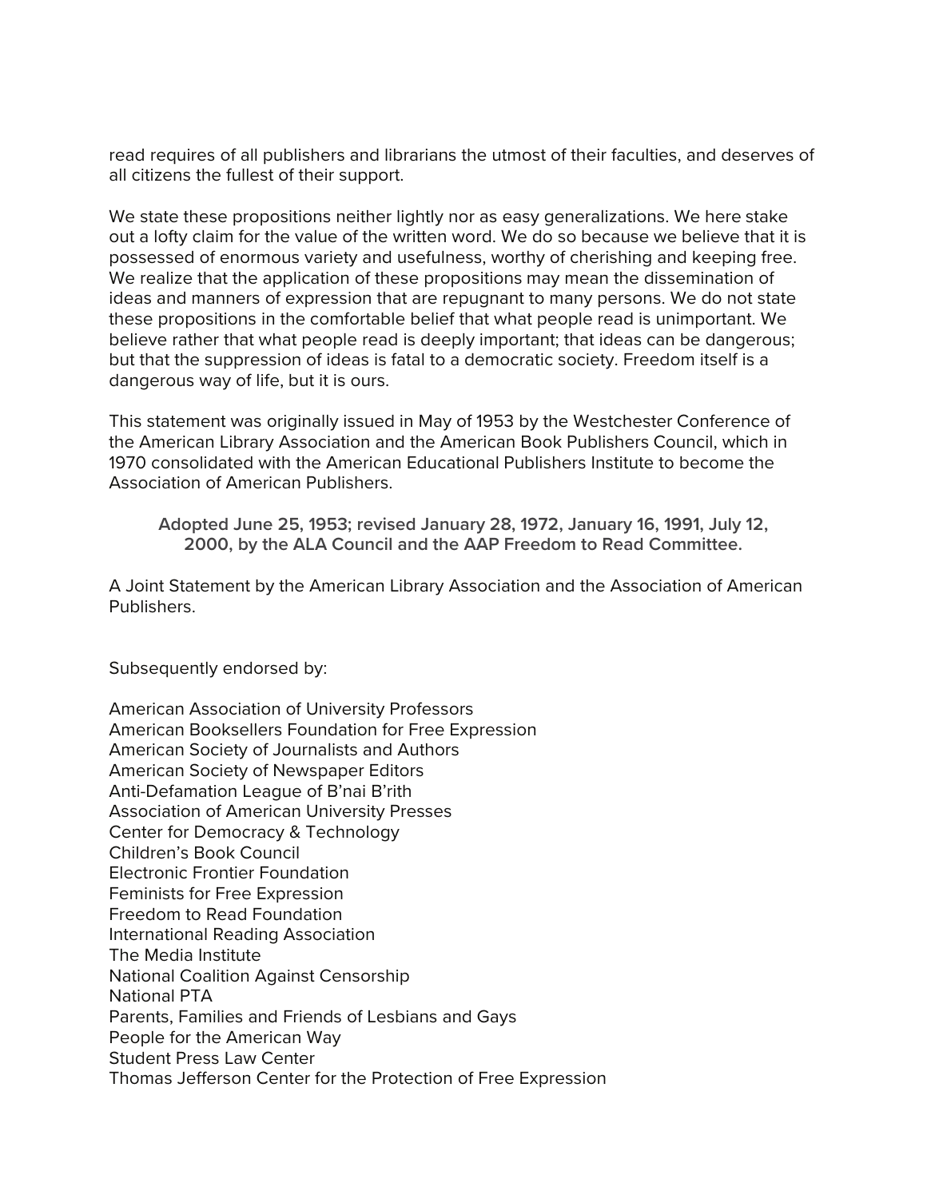read requires of all publishers and librarians the utmost of their faculties, and deserves of all citizens the fullest of their support.

We state these propositions neither lightly nor as easy generalizations. We here stake out a lofty claim for the value of the written word. We do so because we believe that it is possessed of enormous variety and usefulness, worthy of cherishing and keeping free. We realize that the application of these propositions may mean the dissemination of ideas and manners of expression that are repugnant to many persons. We do not state these propositions in the comfortable belief that what people read is unimportant. We believe rather that what people read is deeply important; that ideas can be dangerous; but that the suppression of ideas is fatal to a democratic society. Freedom itself is a dangerous way of life, but it is ours.

This statement was originally issued in May of 1953 by the Westchester Conference of the American Library Association and the American Book Publishers Council, which in 1970 consolidated with the American Educational Publishers Institute to become the Association of American Publishers.

**Adopted June 25, 1953; revised January 28, 1972, January 16, 1991, July 12, 2000, by the ALA Council and the AAP Freedom to Read Committee.**

A Joint Statement by the American Library Association and the Association of American Publishers.

Subsequently endorsed by:

American Association of University Professors
American Booksellers Foundation for Free Expression
American Society of Journalists and Authors
American Society of Newspaper Editors
Anti-Defamation League of B'nai B'rith
Association of American University Presses
Center for Democracy & Technology
Children's Book Council
Electronic Frontier Foundation
Feminists for Free Expression
Freedom to Read Foundation
International Reading Association
The Media Institute
National Coalition Against Censorship
National PTA
Parents, Families and Friends of Lesbians and Gays
People for the American Way
Student Press Law Center
Thomas Jefferson Center for the Protection of Free Expression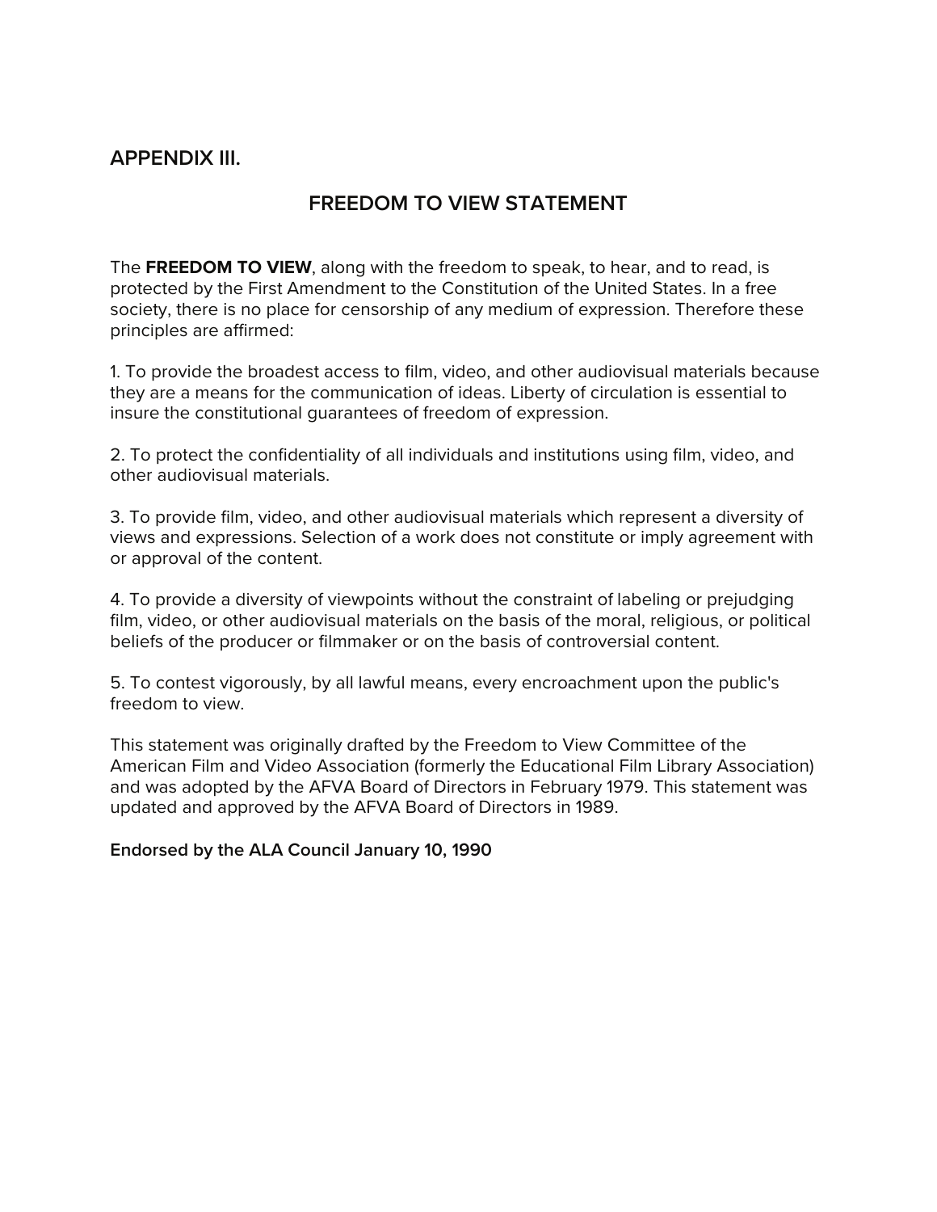## APPENDIX III.

## FREEDOM TO VIEW STATEMENT

The **FREEDOM TO VIEW**, along with the freedom to speak, to hear, and to read, is protected by the First Amendment to the Constitution of the United States. In a free society, there is no place for censorship of any medium of expression. Therefore these principles are affirmed:

1. To provide the broadest access to film, video, and other audiovisual materials because they are a means for the communication of ideas. Liberty of circulation is essential to insure the constitutional guarantees of freedom of expression.

2. To protect the confidentiality of all individuals and institutions using film, video, and other audiovisual materials.

3. To provide film, video, and other audiovisual materials which represent a diversity of views and expressions. Selection of a work does not constitute or imply agreement with or approval of the content.

4. To provide a diversity of viewpoints without the constraint of labeling or prejudging film, video, or other audiovisual materials on the basis of the moral, religious, or political beliefs of the producer or filmmaker or on the basis of controversial content.

5. To contest vigorously, by all lawful means, every encroachment upon the public's freedom to view.

This statement was originally drafted by the Freedom to View Committee of the American Film and Video Association (formerly the Educational Film Library Association) and was adopted by the AFVA Board of Directors in February 1979. This statement was updated and approved by the AFVA Board of Directors in 1989.

**Endorsed by the ALA Council January 10, 1990**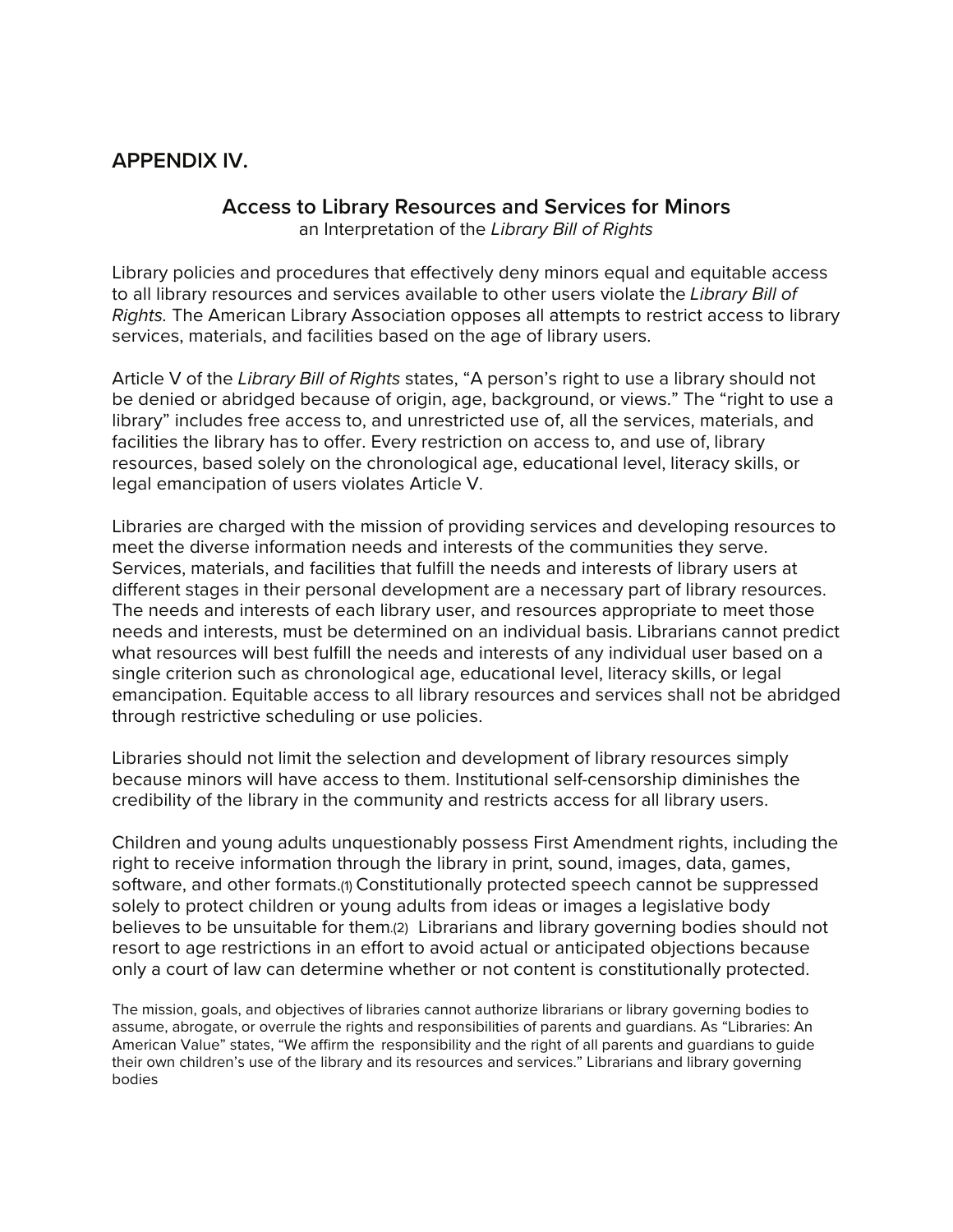## APPENDIX IV.

### Access to Library Resources and Services for Minors

an Interpretation of the *Library Bill of Rights*

Library policies and procedures that effectively deny minors equal and equitable access to all library resources and services available to other users violate the *Library Bill of Rights.* The American Library Association opposes all attempts to restrict access to library services, materials, and facilities based on the age of library users.

Article V of the *Library Bill of Rights* states, "A person's right to use a library should not be denied or abridged because of origin, age, background, or views." The "right to use a library" includes free access to, and unrestricted use of, all the services, materials, and facilities the library has to offer. Every restriction on access to, and use of, library resources, based solely on the chronological age, educational level, literacy skills, or legal emancipation of users violates Article V.

Libraries are charged with the mission of providing services and developing resources to meet the diverse information needs and interests of the communities they serve. Services, materials, and facilities that fulfill the needs and interests of library users at different stages in their personal development are a necessary part of library resources. The needs and interests of each library user, and resources appropriate to meet those needs and interests, must be determined on an individual basis. Librarians cannot predict what resources will best fulfill the needs and interests of any individual user based on a single criterion such as chronological age, educational level, literacy skills, or legal emancipation. Equitable access to all library resources and services shall not be abridged through restrictive scheduling or use policies.

Libraries should not limit the selection and development of library resources simply because minors will have access to them. Institutional self-censorship diminishes the credibility of the library in the community and restricts access for all library users.

Children and young adults unquestionably possess First Amendment rights, including the right to receive information through the library in print, sound, images, data, games, software, and other formats.(1) Constitutionally protected speech cannot be suppressed solely to protect children or young adults from ideas or images a legislative body believes to be unsuitable for them.(2) Librarians and library governing bodies should not resort to age restrictions in an effort to avoid actual or anticipated objections because only a court of law can determine whether or not content is constitutionally protected.

The mission, goals, and objectives of libraries cannot authorize librarians or library governing bodies to assume, abrogate, or overrule the rights and responsibilities of parents and guardians. As "Libraries: An American Value" states, "We affirm the responsibility and the right of all parents and guardians to guide their own children's use of the library and its resources and services." Librarians and library governing bodies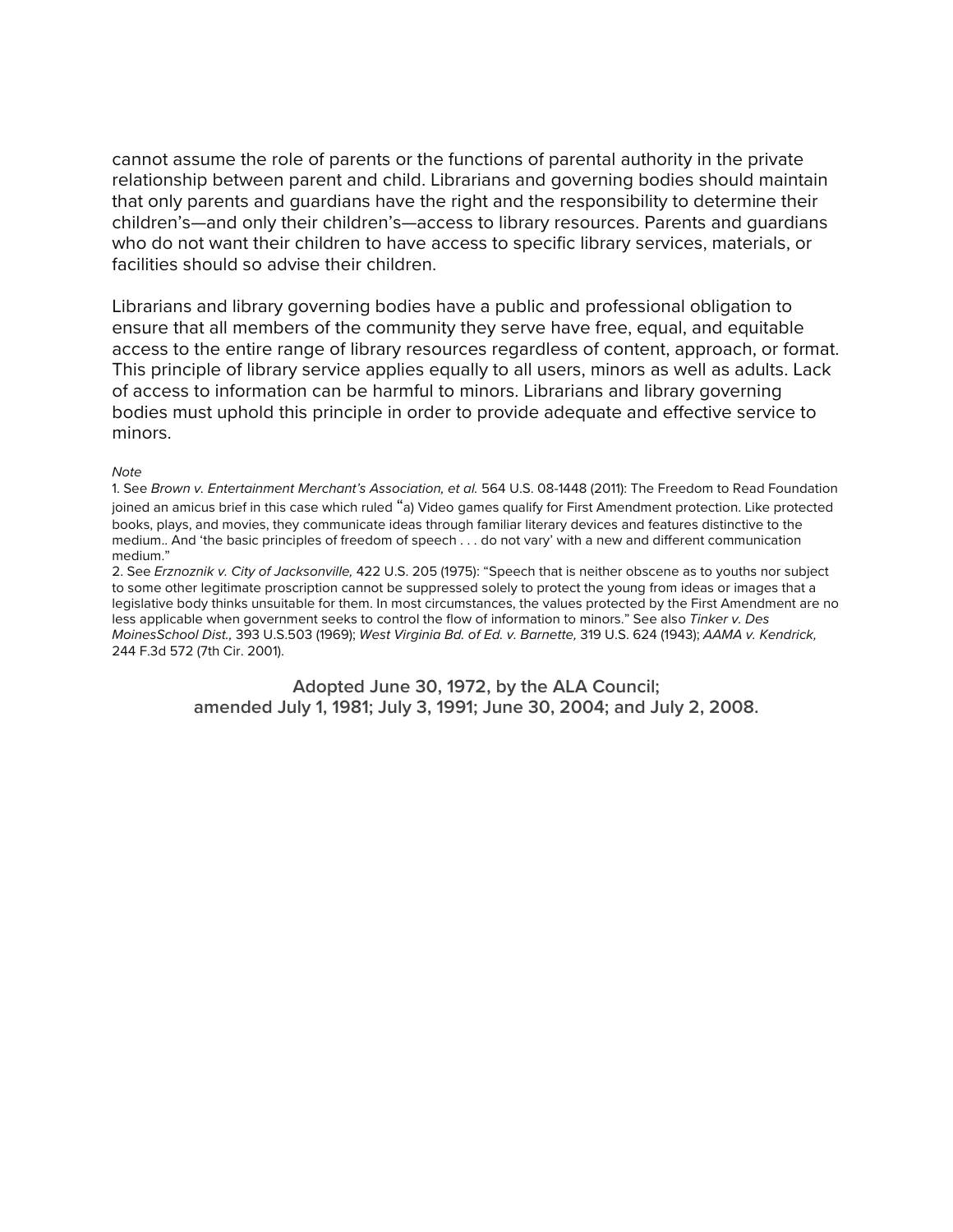cannot assume the role of parents or the functions of parental authority in the private relationship between parent and child. Librarians and governing bodies should maintain that only parents and guardians have the right and the responsibility to determine their children's—and only their children's—access to library resources. Parents and guardians who do not want their children to have access to specific library services, materials, or facilities should so advise their children.

Librarians and library governing bodies have a public and professional obligation to ensure that all members of the community they serve have free, equal, and equitable access to the entire range of library resources regardless of content, approach, or format. This principle of library service applies equally to all users, minors as well as adults. Lack of access to information can be harmful to minors. Librarians and library governing bodies must uphold this principle in order to provide adequate and effective service to minors.

*Note*

1. See *Brown v. Entertainment Merchant's Association, et al.* 564 U.S. 08-1448 (2011): The Freedom to Read Foundation joined an amicus brief in this case which ruled "a) Video games qualify for First Amendment protection. Like protected books, plays, and movies, they communicate ideas through familiar literary devices and features distinctive to the medium.. And 'the basic principles of freedom of speech . . . do not vary' with a new and different communication medium."
2. See *Erznoznik v. City of Jacksonville,* 422 U.S. 205 (1975): "Speech that is neither obscene as to youths nor subject to some other legitimate proscription cannot be suppressed solely to protect the young from ideas or images that a legislative body thinks unsuitable for them. In most circumstances, the values protected by the First Amendment are no less applicable when government seeks to control the flow of information to minors." See also *Tinker v. Des MoinesSchool Dist.,* 393 U.S.503 (1969); *West Virginia Bd. of Ed. v. Barnette,* 319 U.S. 624 (1943); *AAMA v. Kendrick,* 244 F.3d 572 (7th Cir. 2001).

**Adopted June 30, 1972, by the ALA Council;**
**amended July 1, 1981; July 3, 1991; June 30, 2004; and July 2, 2008.**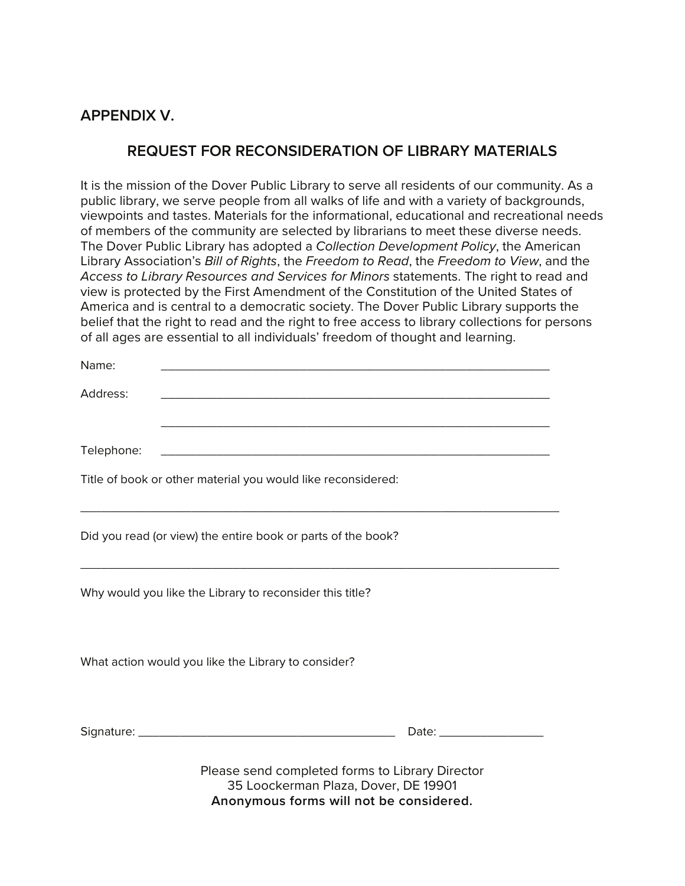## APPENDIX V.

### REQUEST FOR RECONSIDERATION OF LIBRARY MATERIALS

It is the mission of the Dover Public Library to serve all residents of our community. As a public library, we serve people from all walks of life and with a variety of backgrounds, viewpoints and tastes. Materials for the informational, educational and recreational needs of members of the community are selected by librarians to meet these diverse needs. The Dover Public Library has adopted a *Collection Development Policy*, the American Library Association's *Bill of Rights*, the *Freedom to Read*, the *Freedom to View*, and the *Access to Library Resources and Services for Minors* statements. The right to read and view is protected by the First Amendment of the Constitution of the United States of America and is central to a democratic society. The Dover Public Library supports the belief that the right to read and the right to free access to library collections for persons of all ages are essential to all individuals' freedom of thought and learning.

Name: ____________________________________________________________

Address: ____________________________________________________________

____________________________________________________________

Telephone: ____________________________________________________________

Title of book or other material you would like reconsidered:

______________________________________________________________________

Did you read (or view) the entire book or parts of the book?

______________________________________________________________________

Why would you like the Library to reconsider this title?

What action would you like the Library to consider?

Signature: ________________________________________ Date: ________________

Please send completed forms to Library Director
35 Loockerman Plaza, Dover, DE 19901
**Anonymous forms will not be considered.**